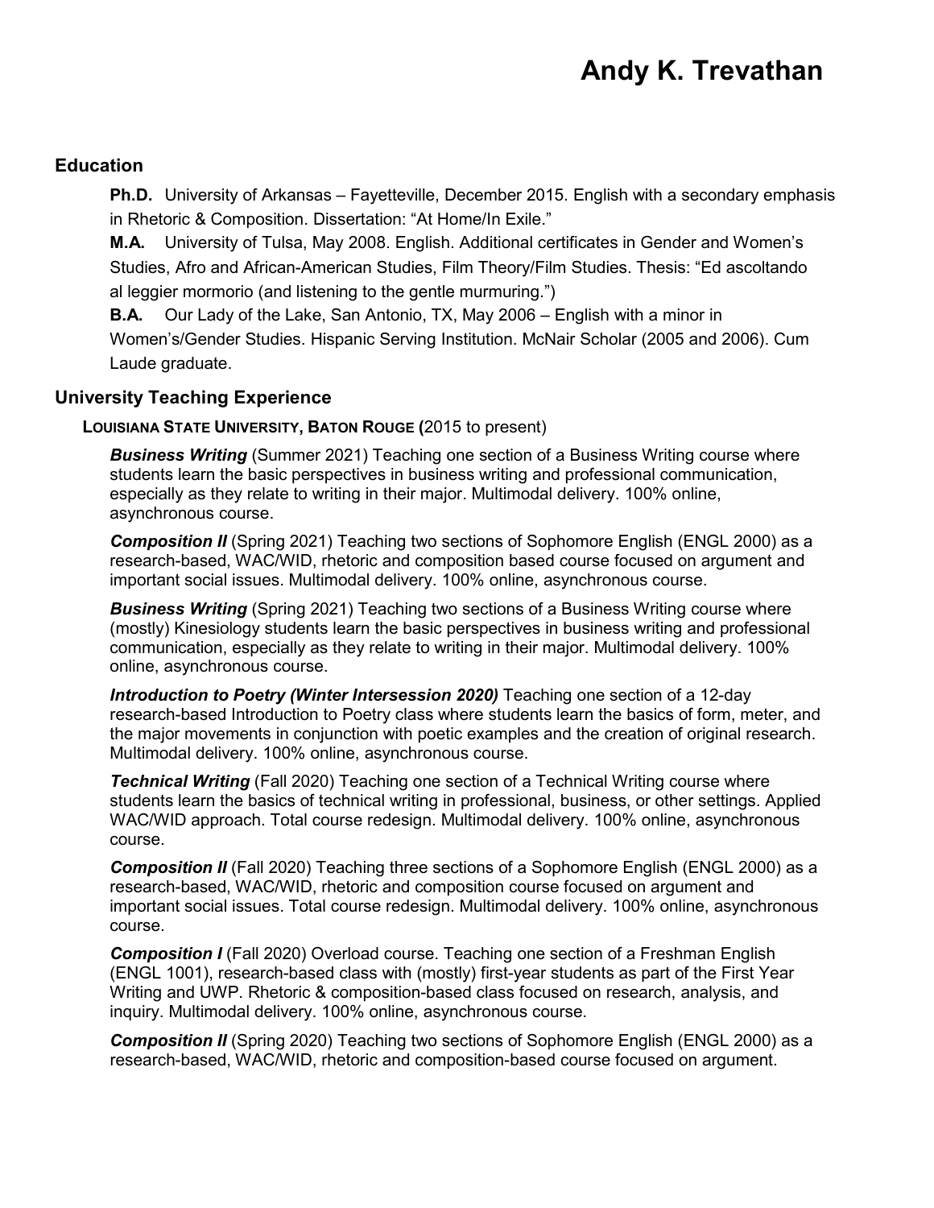# Andy K. Trevathan

## Education

**Ph.D.** University of Arkansas – Fayetteville, December 2015. English with a secondary emphasis in Rhetoric & Composition. Dissertation: "At Home/In Exile."

**M.A.** University of Tulsa, May 2008. English. Additional certificates in Gender and Women's Studies, Afro and African-American Studies, Film Theory/Film Studies. Thesis: "Ed ascoltando al leggier mormorio (and listening to the gentle murmuring.")

**B.A.** Our Lady of the Lake, San Antonio, TX, May 2006 – English with a minor in Women's/Gender Studies. Hispanic Serving Institution. McNair Scholar (2005 and 2006). Cum Laude graduate.

## University Teaching Experience

### LOUISIANA STATE UNIVERSITY, BATON ROUGE (2015 to present)

***Business Writing*** (Summer 2021) Teaching one section of a Business Writing course where students learn the basic perspectives in business writing and professional communication, especially as they relate to writing in their major. Multimodal delivery. 100% online, asynchronous course.

***Composition II*** (Spring 2021) Teaching two sections of Sophomore English (ENGL 2000) as a research-based, WAC/WID, rhetoric and composition based course focused on argument and important social issues. Multimodal delivery. 100% online, asynchronous course.

***Business Writing*** (Spring 2021) Teaching two sections of a Business Writing course where (mostly) Kinesiology students learn the basic perspectives in business writing and professional communication, especially as they relate to writing in their major. Multimodal delivery. 100% online, asynchronous course.

***Introduction to Poetry (Winter Intersession 2020)*** Teaching one section of a 12-day research-based Introduction to Poetry class where students learn the basics of form, meter, and the major movements in conjunction with poetic examples and the creation of original research. Multimodal delivery. 100% online, asynchronous course.

***Technical Writing*** (Fall 2020) Teaching one section of a Technical Writing course where students learn the basics of technical writing in professional, business, or other settings. Applied WAC/WID approach. Total course redesign. Multimodal delivery. 100% online, asynchronous course.

***Composition II*** (Fall 2020) Teaching three sections of a Sophomore English (ENGL 2000) as a research-based, WAC/WID, rhetoric and composition course focused on argument and important social issues. Total course redesign. Multimodal delivery. 100% online, asynchronous course.

***Composition I*** (Fall 2020) Overload course. Teaching one section of a Freshman English (ENGL 1001), research-based class with (mostly) first-year students as part of the First Year Writing and UWP. Rhetoric & composition-based class focused on research, analysis, and inquiry. Multimodal delivery. 100% online, asynchronous course.

***Composition II*** (Spring 2020) Teaching two sections of Sophomore English (ENGL 2000) as a research-based, WAC/WID, rhetoric and composition-based course focused on argument.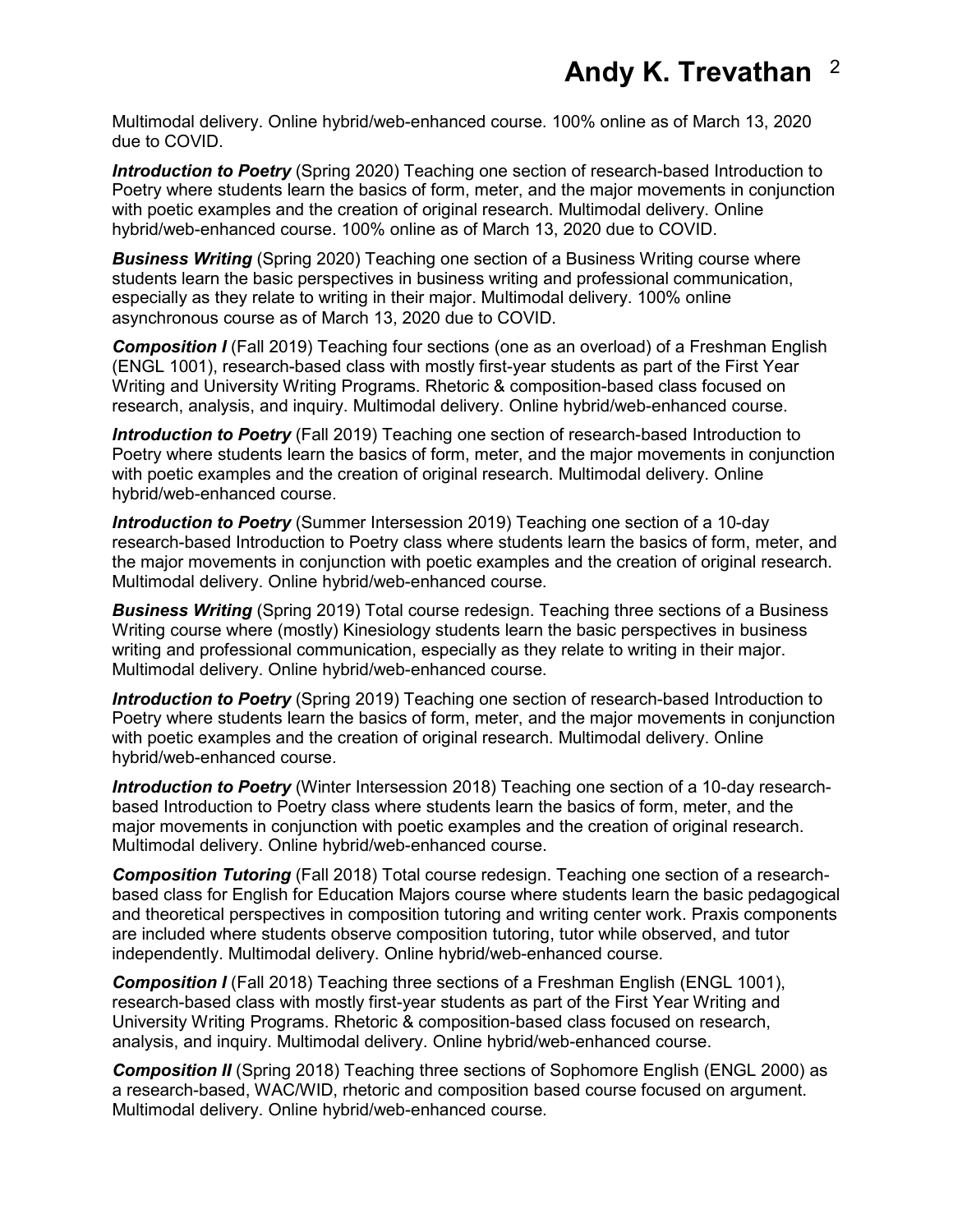Multimodal delivery. Online hybrid/web-enhanced course. 100% online as of March 13, 2020 due to COVID.

***Introduction to Poetry*** (Spring 2020) Teaching one section of research-based Introduction to Poetry where students learn the basics of form, meter, and the major movements in conjunction with poetic examples and the creation of original research. Multimodal delivery. Online hybrid/web-enhanced course. 100% online as of March 13, 2020 due to COVID.

***Business Writing*** (Spring 2020) Teaching one section of a Business Writing course where students learn the basic perspectives in business writing and professional communication, especially as they relate to writing in their major. Multimodal delivery. 100% online asynchronous course as of March 13, 2020 due to COVID.

***Composition I*** (Fall 2019) Teaching four sections (one as an overload) of a Freshman English (ENGL 1001), research-based class with mostly first-year students as part of the First Year Writing and University Writing Programs. Rhetoric & composition-based class focused on research, analysis, and inquiry. Multimodal delivery. Online hybrid/web-enhanced course.

***Introduction to Poetry*** (Fall 2019) Teaching one section of research-based Introduction to Poetry where students learn the basics of form, meter, and the major movements in conjunction with poetic examples and the creation of original research. Multimodal delivery. Online hybrid/web-enhanced course.

***Introduction to Poetry*** (Summer Intersession 2019) Teaching one section of a 10-day research-based Introduction to Poetry class where students learn the basics of form, meter, and the major movements in conjunction with poetic examples and the creation of original research. Multimodal delivery. Online hybrid/web-enhanced course.

***Business Writing*** (Spring 2019) Total course redesign. Teaching three sections of a Business Writing course where (mostly) Kinesiology students learn the basic perspectives in business writing and professional communication, especially as they relate to writing in their major. Multimodal delivery. Online hybrid/web-enhanced course.

***Introduction to Poetry*** (Spring 2019) Teaching one section of research-based Introduction to Poetry where students learn the basics of form, meter, and the major movements in conjunction with poetic examples and the creation of original research. Multimodal delivery. Online hybrid/web-enhanced course.

***Introduction to Poetry*** (Winter Intersession 2018) Teaching one section of a 10-day research-based Introduction to Poetry class where students learn the basics of form, meter, and the major movements in conjunction with poetic examples and the creation of original research. Multimodal delivery. Online hybrid/web-enhanced course.

***Composition Tutoring*** (Fall 2018) Total course redesign. Teaching one section of a research-based class for English for Education Majors course where students learn the basic pedagogical and theoretical perspectives in composition tutoring and writing center work. Praxis components are included where students observe composition tutoring, tutor while observed, and tutor independently. Multimodal delivery. Online hybrid/web-enhanced course.

***Composition I*** (Fall 2018) Teaching three sections of a Freshman English (ENGL 1001), research-based class with mostly first-year students as part of the First Year Writing and University Writing Programs. Rhetoric & composition-based class focused on research, analysis, and inquiry. Multimodal delivery. Online hybrid/web-enhanced course.

***Composition II*** (Spring 2018) Teaching three sections of Sophomore English (ENGL 2000) as a research-based, WAC/WID, rhetoric and composition based course focused on argument. Multimodal delivery. Online hybrid/web-enhanced course.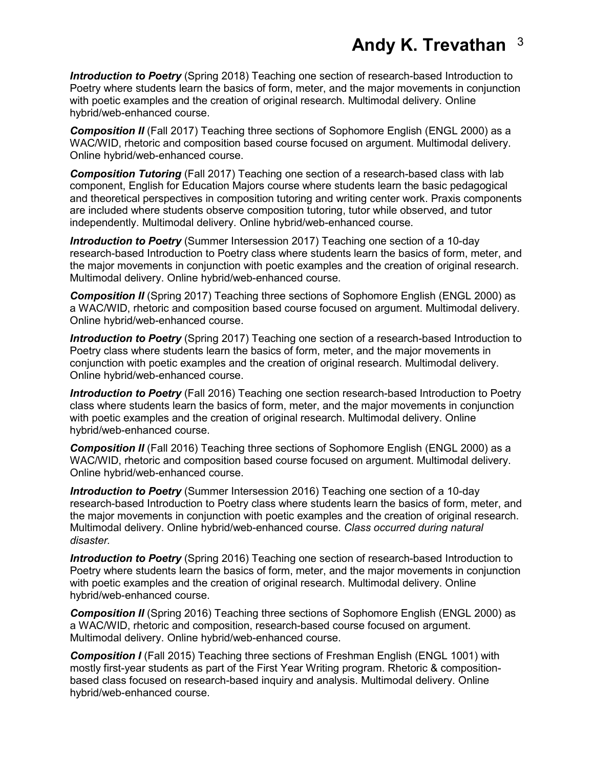***Introduction to Poetry*** (Spring 2018) Teaching one section of research-based Introduction to Poetry where students learn the basics of form, meter, and the major movements in conjunction with poetic examples and the creation of original research. Multimodal delivery. Online hybrid/web-enhanced course.

***Composition II*** (Fall 2017) Teaching three sections of Sophomore English (ENGL 2000) as a WAC/WID, rhetoric and composition based course focused on argument. Multimodal delivery. Online hybrid/web-enhanced course.

***Composition Tutoring*** (Fall 2017) Teaching one section of a research-based class with lab component, English for Education Majors course where students learn the basic pedagogical and theoretical perspectives in composition tutoring and writing center work. Praxis components are included where students observe composition tutoring, tutor while observed, and tutor independently. Multimodal delivery. Online hybrid/web-enhanced course.

***Introduction to Poetry*** (Summer Intersession 2017) Teaching one section of a 10-day research-based Introduction to Poetry class where students learn the basics of form, meter, and the major movements in conjunction with poetic examples and the creation of original research. Multimodal delivery. Online hybrid/web-enhanced course.

***Composition II*** (Spring 2017) Teaching three sections of Sophomore English (ENGL 2000) as a WAC/WID, rhetoric and composition based course focused on argument. Multimodal delivery. Online hybrid/web-enhanced course.

***Introduction to Poetry*** (Spring 2017) Teaching one section of a research-based Introduction to Poetry class where students learn the basics of form, meter, and the major movements in conjunction with poetic examples and the creation of original research. Multimodal delivery. Online hybrid/web-enhanced course.

***Introduction to Poetry*** (Fall 2016) Teaching one section research-based Introduction to Poetry class where students learn the basics of form, meter, and the major movements in conjunction with poetic examples and the creation of original research. Multimodal delivery. Online hybrid/web-enhanced course.

***Composition II*** (Fall 2016) Teaching three sections of Sophomore English (ENGL 2000) as a WAC/WID, rhetoric and composition based course focused on argument. Multimodal delivery. Online hybrid/web-enhanced course.

***Introduction to Poetry*** (Summer Intersession 2016) Teaching one section of a 10-day research-based Introduction to Poetry class where students learn the basics of form, meter, and the major movements in conjunction with poetic examples and the creation of original research. Multimodal delivery. Online hybrid/web-enhanced course. *Class occurred during natural disaster.*

***Introduction to Poetry*** (Spring 2016) Teaching one section of research-based Introduction to Poetry where students learn the basics of form, meter, and the major movements in conjunction with poetic examples and the creation of original research. Multimodal delivery. Online hybrid/web-enhanced course.

***Composition II*** (Spring 2016) Teaching three sections of Sophomore English (ENGL 2000) as a WAC/WID, rhetoric and composition, research-based course focused on argument. Multimodal delivery. Online hybrid/web-enhanced course.

***Composition I*** (Fall 2015) Teaching three sections of Freshman English (ENGL 1001) with mostly first-year students as part of the First Year Writing program. Rhetoric & composition-based class focused on research-based inquiry and analysis. Multimodal delivery. Online hybrid/web-enhanced course.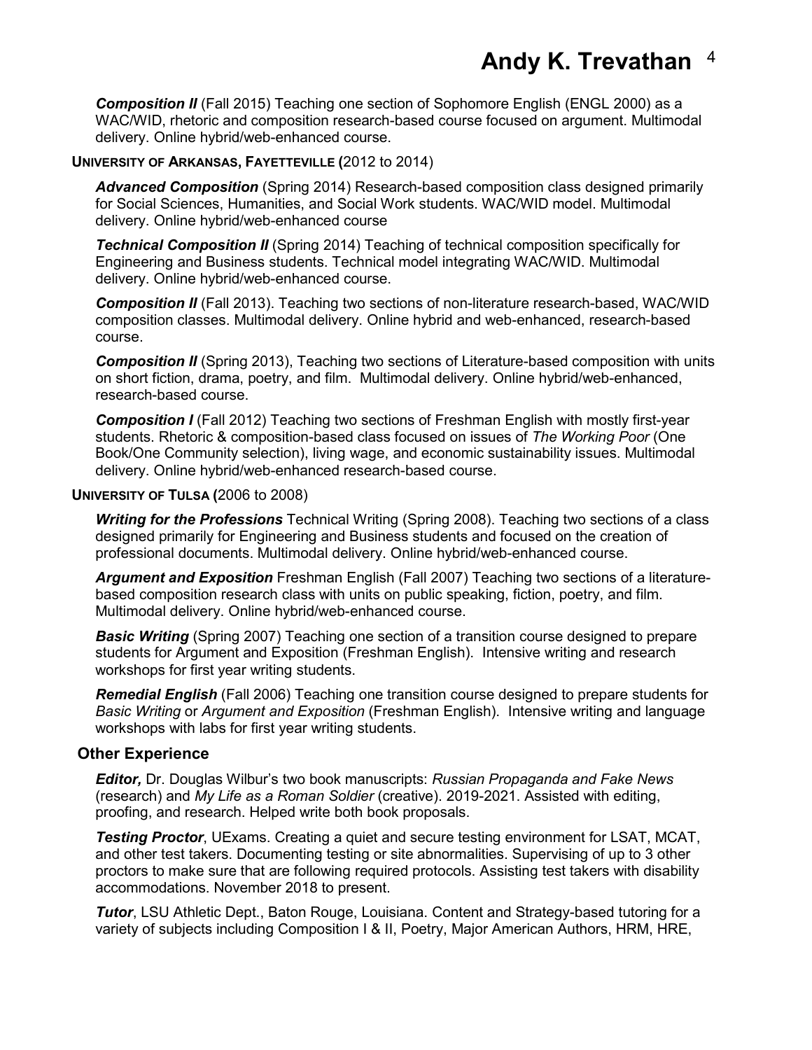***Composition II*** (Fall 2015) Teaching one section of Sophomore English (ENGL 2000) as a WAC/WID, rhetoric and composition research-based course focused on argument. Multimodal delivery. Online hybrid/web-enhanced course.

**UNIVERSITY OF ARKANSAS, FAYETTEVILLE (**2012 to 2014)

***Advanced Composition*** (Spring 2014) Research-based composition class designed primarily for Social Sciences, Humanities, and Social Work students. WAC/WID model. Multimodal delivery. Online hybrid/web-enhanced course

***Technical Composition II*** (Spring 2014) Teaching of technical composition specifically for Engineering and Business students. Technical model integrating WAC/WID. Multimodal delivery. Online hybrid/web-enhanced course.

***Composition II*** (Fall 2013). Teaching two sections of non-literature research-based, WAC/WID composition classes. Multimodal delivery. Online hybrid and web-enhanced, research-based course.

***Composition II*** (Spring 2013), Teaching two sections of Literature-based composition with units on short fiction, drama, poetry, and film. Multimodal delivery. Online hybrid/web-enhanced, research-based course.

***Composition I*** (Fall 2012) Teaching two sections of Freshman English with mostly first-year students. Rhetoric & composition-based class focused on issues of *The Working Poor* (One Book/One Community selection), living wage, and economic sustainability issues. Multimodal delivery. Online hybrid/web-enhanced research-based course.

**UNIVERSITY OF TULSA (**2006 to 2008)

***Writing for the Professions*** Technical Writing (Spring 2008). Teaching two sections of a class designed primarily for Engineering and Business students and focused on the creation of professional documents. Multimodal delivery. Online hybrid/web-enhanced course.

***Argument and Exposition*** Freshman English (Fall 2007) Teaching two sections of a literature-based composition research class with units on public speaking, fiction, poetry, and film. Multimodal delivery. Online hybrid/web-enhanced course.

***Basic Writing*** (Spring 2007) Teaching one section of a transition course designed to prepare students for Argument and Exposition (Freshman English). Intensive writing and research workshops for first year writing students.

***Remedial English*** (Fall 2006) Teaching one transition course designed to prepare students for *Basic Writing* or *Argument and Exposition* (Freshman English). Intensive writing and language workshops with labs for first year writing students.

## Other Experience

***Editor,*** Dr. Douglas Wilbur's two book manuscripts: *Russian Propaganda and Fake News* (research) and *My Life as a Roman Soldier* (creative). 2019-2021. Assisted with editing, proofing, and research. Helped write both book proposals.

***Testing Proctor***, UExams. Creating a quiet and secure testing environment for LSAT, MCAT, and other test takers. Documenting testing or site abnormalities. Supervising of up to 3 other proctors to make sure that are following required protocols. Assisting test takers with disability accommodations. November 2018 to present.

***Tutor***, LSU Athletic Dept., Baton Rouge, Louisiana. Content and Strategy-based tutoring for a variety of subjects including Composition I & II, Poetry, Major American Authors, HRM, HRE,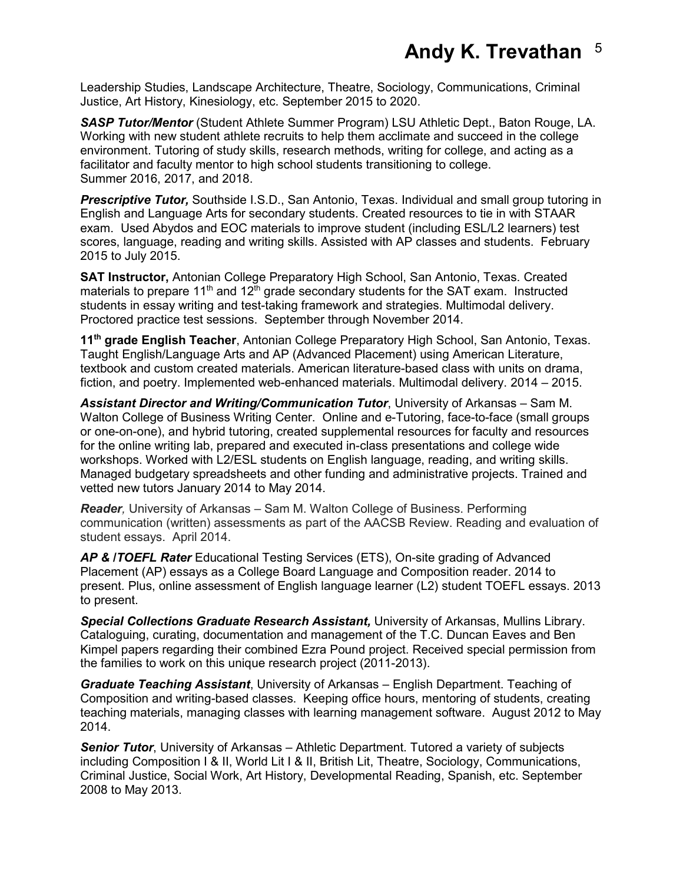Leadership Studies, Landscape Architecture, Theatre, Sociology, Communications, Criminal Justice, Art History, Kinesiology, etc. September 2015 to 2020.

***SASP Tutor/Mentor*** (Student Athlete Summer Program) LSU Athletic Dept., Baton Rouge, LA. Working with new student athlete recruits to help them acclimate and succeed in the college environment. Tutoring of study skills, research methods, writing for college, and acting as a facilitator and faculty mentor to high school students transitioning to college. Summer 2016, 2017, and 2018.

***Prescriptive Tutor,*** Southside I.S.D., San Antonio, Texas. Individual and small group tutoring in English and Language Arts for secondary students. Created resources to tie in with STAAR exam. Used Abydos and EOC materials to improve student (including ESL/L2 learners) test scores, language, reading and writing skills. Assisted with AP classes and students. February 2015 to July 2015.

**SAT Instructor,** Antonian College Preparatory High School, San Antonio, Texas. Created materials to prepare 11th and 12th grade secondary students for the SAT exam. Instructed students in essay writing and test-taking framework and strategies. Multimodal delivery. Proctored practice test sessions. September through November 2014.

**11th grade English Teacher**, Antonian College Preparatory High School, San Antonio, Texas. Taught English/Language Arts and AP (Advanced Placement) using American Literature, textbook and custom created materials. American literature-based class with units on drama, fiction, and poetry. Implemented web-enhanced materials. Multimodal delivery. 2014 – 2015.

***Assistant Director and Writing/Communication Tutor***, University of Arkansas – Sam M. Walton College of Business Writing Center. Online and e-Tutoring, face-to-face (small groups or one-on-one), and hybrid tutoring, created supplemental resources for faculty and resources for the online writing lab, prepared and executed in-class presentations and college wide workshops. Worked with L2/ESL students on English language, reading, and writing skills. Managed budgetary spreadsheets and other funding and administrative projects. Trained and vetted new tutors January 2014 to May 2014.

***Reader,*** University of Arkansas – Sam M. Walton College of Business. Performing communication (written) assessments as part of the AACSB Review. Reading and evaluation of student essays. April 2014.

***AP & /TOEFL Rater*** Educational Testing Services (ETS), On-site grading of Advanced Placement (AP) essays as a College Board Language and Composition reader. 2014 to present. Plus, online assessment of English language learner (L2) student TOEFL essays. 2013 to present.

***Special Collections Graduate Research Assistant,*** University of Arkansas, Mullins Library. Cataloguing, curating, documentation and management of the T.C. Duncan Eaves and Ben Kimpel papers regarding their combined Ezra Pound project. Received special permission from the families to work on this unique research project (2011-2013).

***Graduate Teaching Assistant***, University of Arkansas – English Department. Teaching of Composition and writing-based classes. Keeping office hours, mentoring of students, creating teaching materials, managing classes with learning management software. August 2012 to May 2014.

***Senior Tutor***, University of Arkansas – Athletic Department. Tutored a variety of subjects including Composition I & II, World Lit I & II, British Lit, Theatre, Sociology, Communications, Criminal Justice, Social Work, Art History, Developmental Reading, Spanish, etc. September 2008 to May 2013.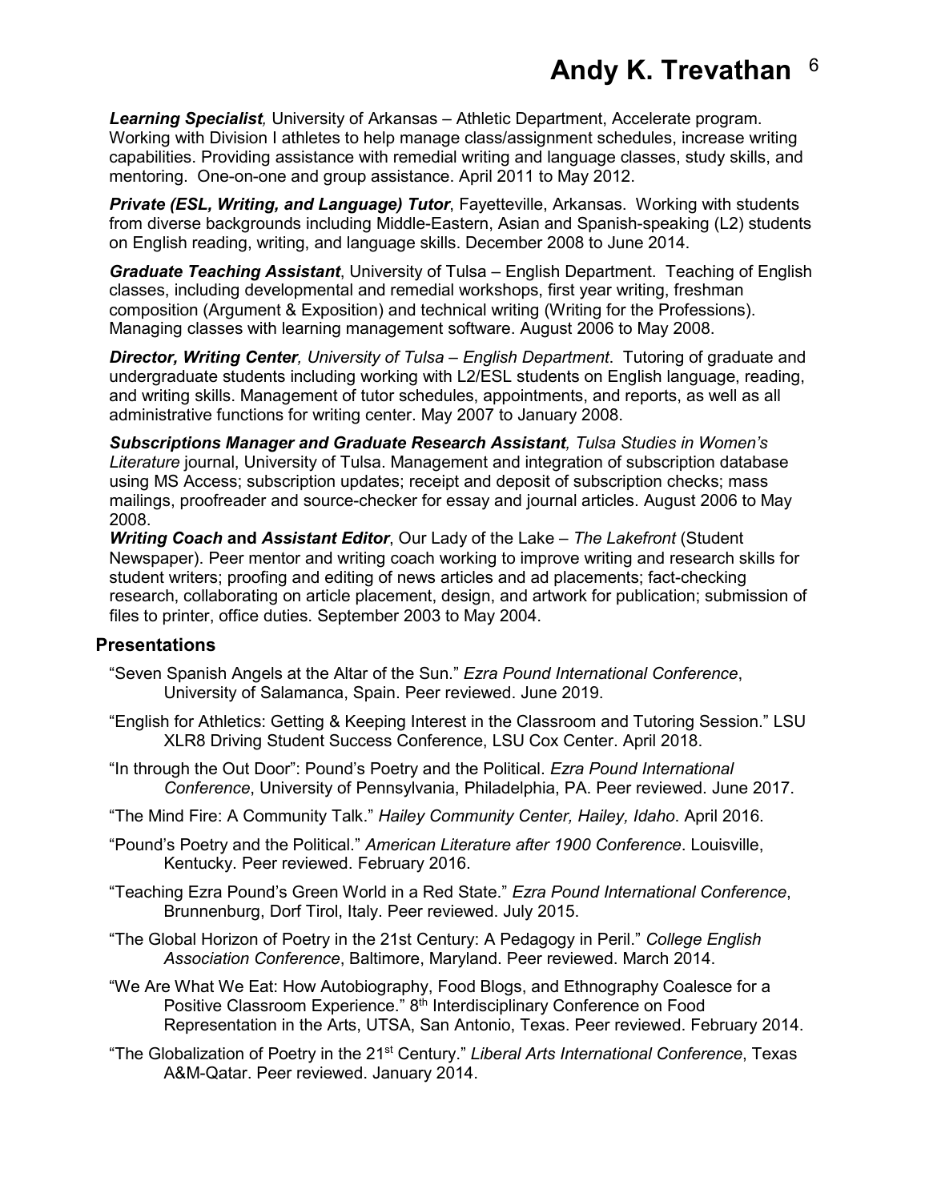***Learning Specialist**,* University of Arkansas – Athletic Department, Accelerate program. Working with Division I athletes to help manage class/assignment schedules, increase writing capabilities. Providing assistance with remedial writing and language classes, study skills, and mentoring. One-on-one and group assistance. April 2011 to May 2012.

***Private (ESL, Writing, and Language) Tutor***, Fayetteville, Arkansas. Working with students from diverse backgrounds including Middle-Eastern, Asian and Spanish-speaking (L2) students on English reading, writing, and language skills. December 2008 to June 2014.

***Graduate Teaching Assistant***, University of Tulsa – English Department. Teaching of English classes, including developmental and remedial workshops, first year writing, freshman composition (Argument & Exposition) and technical writing (Writing for the Professions). Managing classes with learning management software. August 2006 to May 2008.

***Director, Writing Center**, University of Tulsa – English Department*. Tutoring of graduate and undergraduate students including working with L2/ESL students on English language, reading, and writing skills. Management of tutor schedules, appointments, and reports, as well as all administrative functions for writing center. May 2007 to January 2008.

***Subscriptions Manager and Graduate Research Assistant**, Tulsa Studies in Women's Literature* journal, University of Tulsa. Management and integration of subscription database using MS Access; subscription updates; receipt and deposit of subscription checks; mass mailings, proofreader and source-checker for essay and journal articles. August 2006 to May 2008.

***Writing Coach* and *Assistant Editor***, Our Lady of the Lake – *The Lakefront* (Student Newspaper). Peer mentor and writing coach working to improve writing and research skills for student writers; proofing and editing of news articles and ad placements; fact-checking research, collaborating on article placement, design, and artwork for publication; submission of files to printer, office duties. September 2003 to May 2004.

## Presentations

"Seven Spanish Angels at the Altar of the Sun." *Ezra Pound International Conference*, University of Salamanca, Spain. Peer reviewed. June 2019.

"English for Athletics: Getting & Keeping Interest in the Classroom and Tutoring Session." LSU XLR8 Driving Student Success Conference, LSU Cox Center. April 2018.

"In through the Out Door": Pound's Poetry and the Political. *Ezra Pound International Conference*, University of Pennsylvania, Philadelphia, PA. Peer reviewed. June 2017.

"The Mind Fire: A Community Talk." *Hailey Community Center, Hailey, Idaho*. April 2016.

"Pound's Poetry and the Political." *American Literature after 1900 Conference*. Louisville, Kentucky. Peer reviewed. February 2016.

"Teaching Ezra Pound's Green World in a Red State." *Ezra Pound International Conference*, Brunnenburg, Dorf Tirol, Italy. Peer reviewed. July 2015.

"The Global Horizon of Poetry in the 21st Century: A Pedagogy in Peril." *College English Association Conference*, Baltimore, Maryland. Peer reviewed. March 2014.

"We Are What We Eat: How Autobiography, Food Blogs, and Ethnography Coalesce for a Positive Classroom Experience." 8th Interdisciplinary Conference on Food Representation in the Arts, UTSA, San Antonio, Texas. Peer reviewed. February 2014.

"The Globalization of Poetry in the 21st Century." *Liberal Arts International Conference*, Texas A&M-Qatar. Peer reviewed. January 2014.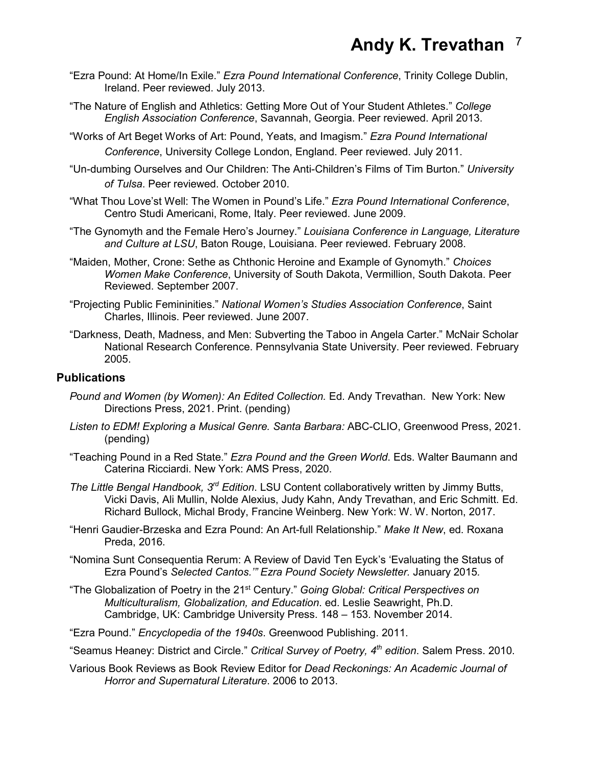"Ezra Pound: At Home/In Exile." *Ezra Pound International Conference*, Trinity College Dublin, Ireland. Peer reviewed. July 2013.

"The Nature of English and Athletics: Getting More Out of Your Student Athletes." *College English Association Conference*, Savannah, Georgia. Peer reviewed. April 2013.

"Works of Art Beget Works of Art: Pound, Yeats, and Imagism." *Ezra Pound International Conference*, University College London, England. Peer reviewed. July 2011.

"Un-dumbing Ourselves and Our Children: The Anti-Children's Films of Tim Burton." *University of Tulsa*. Peer reviewed. October 2010.

"What Thou Love'st Well: The Women in Pound's Life." *Ezra Pound International Conference*, Centro Studi Americani, Rome, Italy. Peer reviewed. June 2009.

"The Gynomyth and the Female Hero's Journey." *Louisiana Conference in Language, Literature and Culture at LSU*, Baton Rouge, Louisiana. Peer reviewed. February 2008.

"Maiden, Mother, Crone: Sethe as Chthonic Heroine and Example of Gynomyth." *Choices Women Make Conference*, University of South Dakota, Vermillion, South Dakota. Peer Reviewed. September 2007.

"Projecting Public Femininities." *National Women's Studies Association Conference*, Saint Charles, Illinois. Peer reviewed. June 2007.

"Darkness, Death, Madness, and Men: Subverting the Taboo in Angela Carter." McNair Scholar National Research Conference. Pennsylvania State University. Peer reviewed. February 2005.

## Publications

*Pound and Women (by Women): An Edited Collection.* Ed. Andy Trevathan. New York: New Directions Press, 2021. Print. (pending)

*Listen to EDM! Exploring a Musical Genre. Santa Barbara:* ABC-CLIO, Greenwood Press, 2021. (pending)

"Teaching Pound in a Red State." *Ezra Pound and the Green World*. Eds. Walter Baumann and Caterina Ricciardi. New York: AMS Press, 2020.

*The Little Bengal Handbook, 3rd Edition*. LSU Content collaboratively written by Jimmy Butts, Vicki Davis, Ali Mullin, Nolde Alexius, Judy Kahn, Andy Trevathan, and Eric Schmitt. Ed. Richard Bullock, Michal Brody, Francine Weinberg. New York: W. W. Norton, 2017.

"Henri Gaudier-Brzeska and Ezra Pound: An Art-full Relationship." *Make It New*, ed. Roxana Preda, 2016.

"Nomina Sunt Consequentia Rerum: A Review of David Ten Eyck's 'Evaluating the Status of Ezra Pound's *Selected Cantos.*'" *Ezra Pound Society Newsletter.* January 2015.

"The Globalization of Poetry in the 21st Century." *Going Global: Critical Perspectives on Multiculturalism, Globalization, and Education*. ed. Leslie Seawright, Ph.D. Cambridge, UK: Cambridge University Press. 148 – 153. November 2014.

"Ezra Pound." *Encyclopedia of the 1940s*. Greenwood Publishing. 2011.

"Seamus Heaney: District and Circle." *Critical Survey of Poetry, 4th edition*. Salem Press. 2010.

Various Book Reviews as Book Review Editor for *Dead Reckonings: An Academic Journal of Horror and Supernatural Literature*. 2006 to 2013.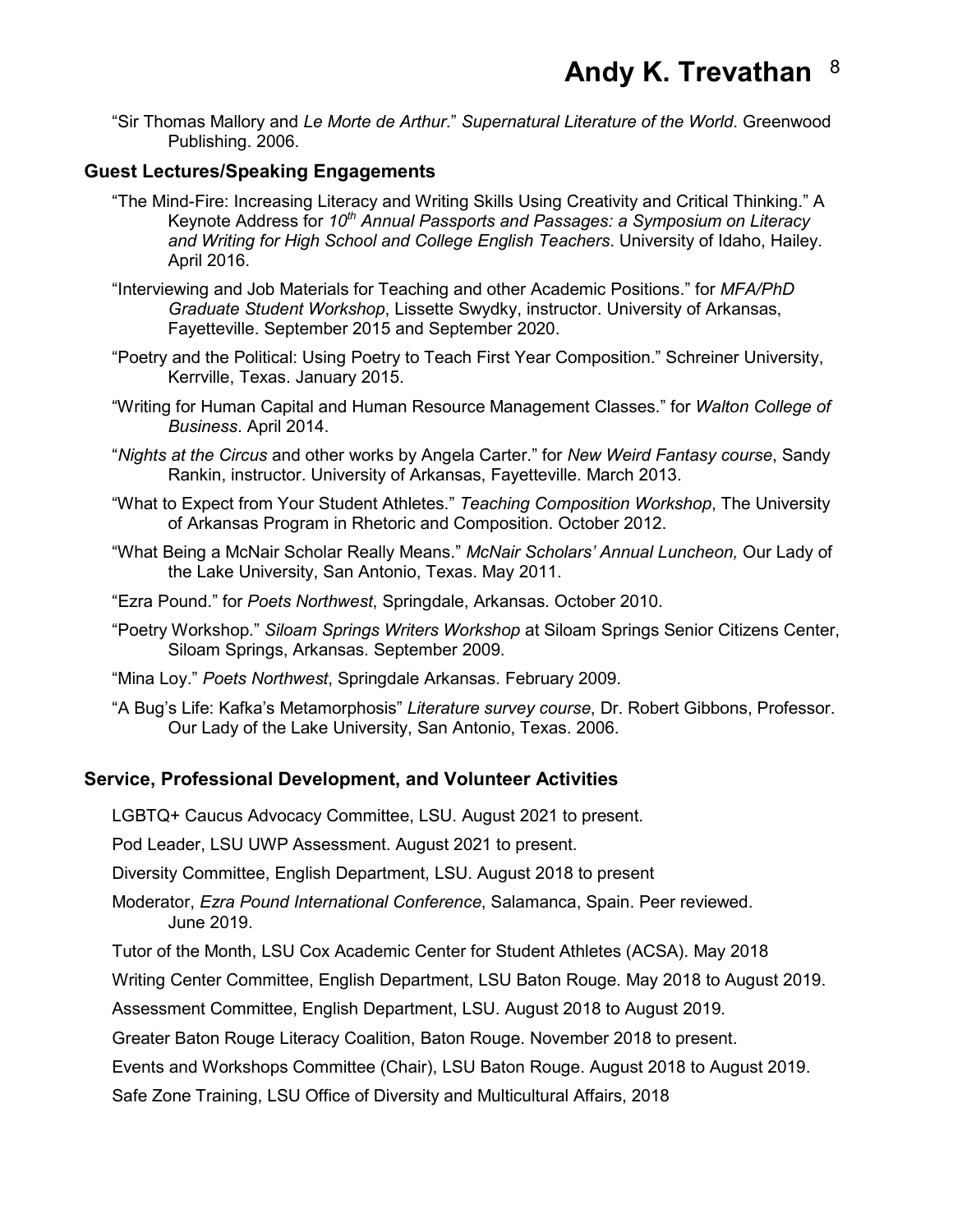"Sir Thomas Mallory and *Le Morte de Arthur*." *Supernatural Literature of the World*. Greenwood Publishing. 2006.

### Guest Lectures/Speaking Engagements

"The Mind-Fire: Increasing Literacy and Writing Skills Using Creativity and Critical Thinking." A Keynote Address for *10th Annual Passports and Passages: a Symposium on Literacy and Writing for High School and College English Teachers*. University of Idaho, Hailey. April 2016.

"Interviewing and Job Materials for Teaching and other Academic Positions." for *MFA/PhD Graduate Student Workshop*, Lissette Swydky, instructor. University of Arkansas, Fayetteville. September 2015 and September 2020.

"Poetry and the Political: Using Poetry to Teach First Year Composition." Schreiner University, Kerrville, Texas. January 2015.

"Writing for Human Capital and Human Resource Management Classes." for *Walton College of Business*. April 2014.

"*Nights at the Circus* and other works by Angela Carter." for *New Weird Fantasy course*, Sandy Rankin, instructor. University of Arkansas, Fayetteville. March 2013.

"What to Expect from Your Student Athletes." *Teaching Composition Workshop*, The University of Arkansas Program in Rhetoric and Composition. October 2012.

"What Being a McNair Scholar Really Means." *McNair Scholars' Annual Luncheon,* Our Lady of the Lake University, San Antonio, Texas. May 2011.

"Ezra Pound." for *Poets Northwest*, Springdale, Arkansas. October 2010.

"Poetry Workshop." *Siloam Springs Writers Workshop* at Siloam Springs Senior Citizens Center, Siloam Springs, Arkansas. September 2009.

"Mina Loy." *Poets Northwest*, Springdale Arkansas. February 2009.

"A Bug's Life: Kafka's Metamorphosis" *Literature survey course*, Dr. Robert Gibbons, Professor. Our Lady of the Lake University, San Antonio, Texas. 2006.

### Service, Professional Development, and Volunteer Activities

LGBTQ+ Caucus Advocacy Committee, LSU. August 2021 to present.

Pod Leader, LSU UWP Assessment. August 2021 to present.

Diversity Committee, English Department, LSU. August 2018 to present

Moderator, *Ezra Pound International Conference*, Salamanca, Spain. Peer reviewed. June 2019.

Tutor of the Month, LSU Cox Academic Center for Student Athletes (ACSA). May 2018

Writing Center Committee, English Department, LSU Baton Rouge. May 2018 to August 2019.

Assessment Committee, English Department, LSU. August 2018 to August 2019.

Greater Baton Rouge Literacy Coalition, Baton Rouge. November 2018 to present.

Events and Workshops Committee (Chair), LSU Baton Rouge. August 2018 to August 2019.

Safe Zone Training, LSU Office of Diversity and Multicultural Affairs, 2018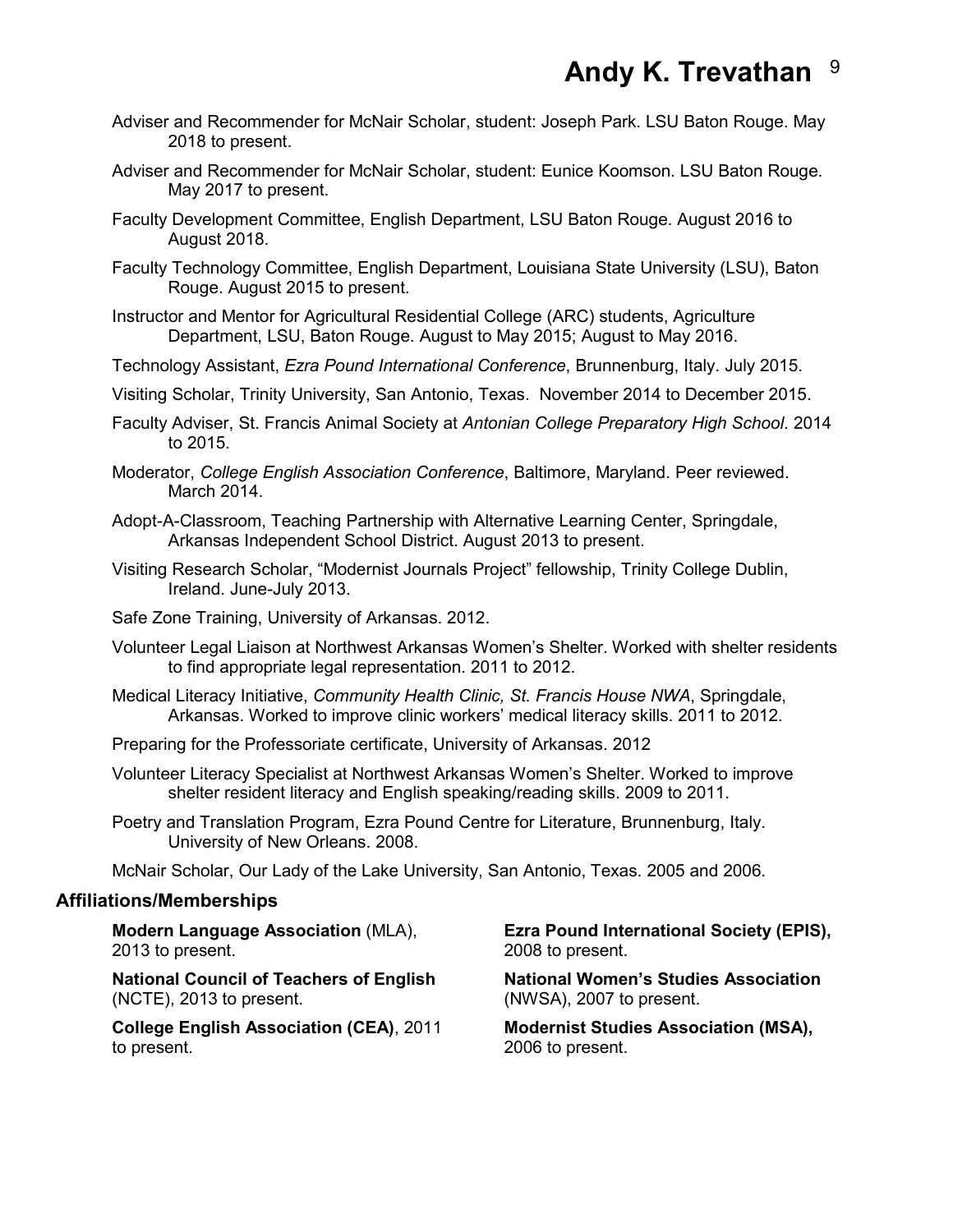Adviser and Recommender for McNair Scholar, student: Joseph Park. LSU Baton Rouge. May 2018 to present.

Adviser and Recommender for McNair Scholar, student: Eunice Koomson. LSU Baton Rouge. May 2017 to present.

Faculty Development Committee, English Department, LSU Baton Rouge. August 2016 to August 2018.

Faculty Technology Committee, English Department, Louisiana State University (LSU), Baton Rouge. August 2015 to present.

Instructor and Mentor for Agricultural Residential College (ARC) students, Agriculture Department, LSU, Baton Rouge. August to May 2015; August to May 2016.

Technology Assistant, *Ezra Pound International Conference*, Brunnenburg, Italy. July 2015.

Visiting Scholar, Trinity University, San Antonio, Texas. November 2014 to December 2015.

Faculty Adviser, St. Francis Animal Society at *Antonian College Preparatory High School*. 2014 to 2015.

Moderator, *College English Association Conference*, Baltimore, Maryland. Peer reviewed. March 2014.

Adopt-A-Classroom, Teaching Partnership with Alternative Learning Center, Springdale, Arkansas Independent School District. August 2013 to present.

Visiting Research Scholar, "Modernist Journals Project" fellowship, Trinity College Dublin, Ireland. June-July 2013.

Safe Zone Training, University of Arkansas. 2012.

Volunteer Legal Liaison at Northwest Arkansas Women's Shelter. Worked with shelter residents to find appropriate legal representation. 2011 to 2012.

Medical Literacy Initiative, *Community Health Clinic, St. Francis House NWA*, Springdale, Arkansas. Worked to improve clinic workers' medical literacy skills. 2011 to 2012.

Preparing for the Professoriate certificate, University of Arkansas. 2012

Volunteer Literacy Specialist at Northwest Arkansas Women's Shelter. Worked to improve shelter resident literacy and English speaking/reading skills. 2009 to 2011.

Poetry and Translation Program, Ezra Pound Centre for Literature, Brunnenburg, Italy. University of New Orleans. 2008.

McNair Scholar, Our Lady of the Lake University, San Antonio, Texas. 2005 and 2006.

### Affiliations/Memberships

**Modern Language Association** (MLA), 2013 to present.

**National Council of Teachers of English** (NCTE), 2013 to present.

**College English Association (CEA)**, 2011 to present.

**Ezra Pound International Society (EPIS),** 2008 to present.

**National Women's Studies Association** (NWSA), 2007 to present.

**Modernist Studies Association (MSA),** 2006 to present.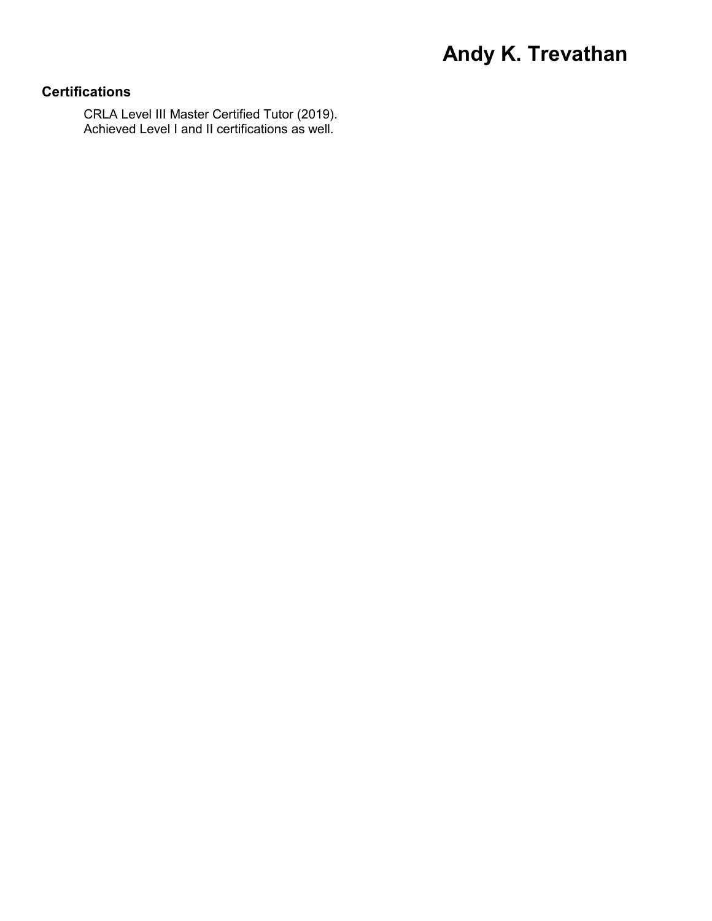# Andy K. Trevathan

## Certifications

CRLA Level III Master Certified Tutor (2019).
Achieved Level I and II certifications as well.